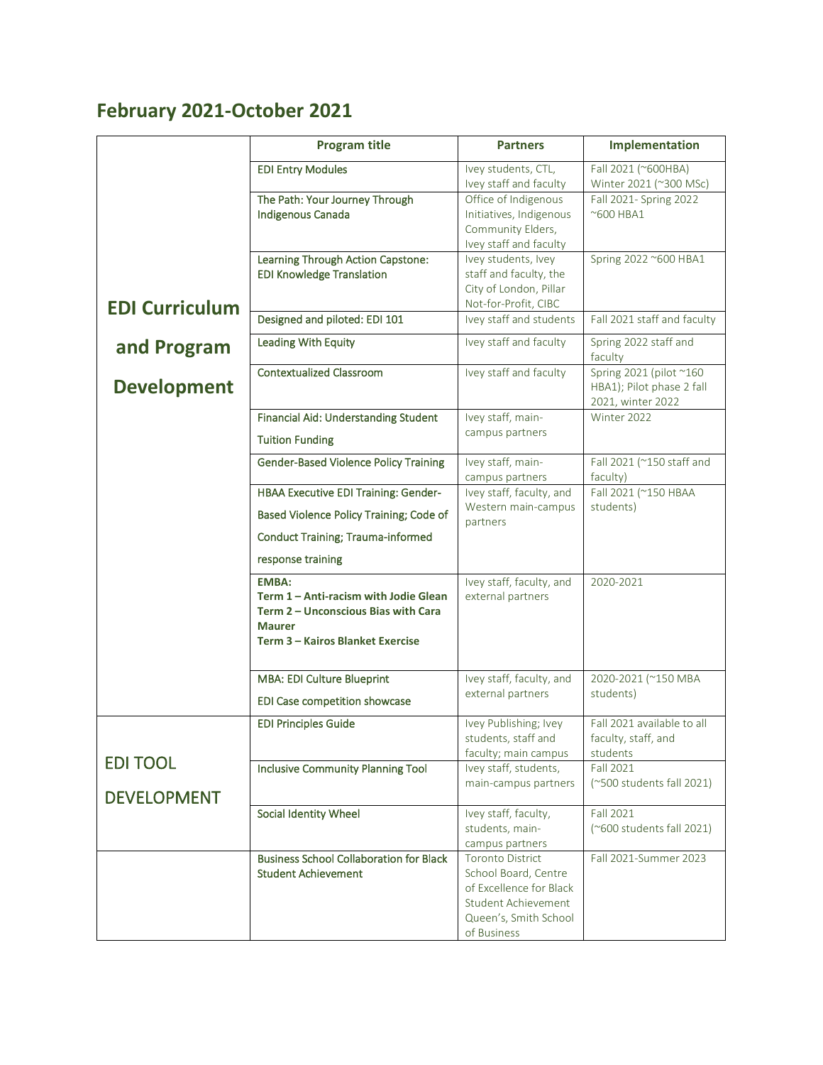## February 2021-October 2021

| | Program title | Partners | Implementation |
|---|---|---|---|
| **EDI Curriculum and Program Development** | EDI Entry Modules | Ivey students, CTL, Ivey staff and faculty | Fall 2021 (~600HBA) Winter 2021 (~300 MSc) |
| | The Path: Your Journey Through Indigenous Canada | Office of Indigenous Initiatives, Indigenous Community Elders, Ivey staff and faculty | Fall 2021- Spring 2022 ~600 HBA1 |
| | Learning Through Action Capstone: EDI Knowledge Translation | Ivey students, Ivey staff and faculty, the City of London, Pillar Not-for-Profit, CIBC | Spring 2022 ~600 HBA1 |
| | Designed and piloted: EDI 101 | Ivey staff and students | Fall 2021 staff and faculty |
| | Leading With Equity | Ivey staff and faculty | Spring 2022 staff and faculty |
| | Contextualized Classroom | Ivey staff and faculty | Spring 2021 (pilot ~160 HBA1); Pilot phase 2 fall 2021, winter 2022 |
| | Financial Aid: Understanding Student Tuition Funding | Ivey staff, main-campus partners | Winter 2022 |
| | Gender-Based Violence Policy Training | Ivey staff, main-campus partners | Fall 2021 (~150 staff and faculty) |
| | HBAA Executive EDI Training: Gender-Based Violence Policy Training; Code of Conduct Training; Trauma-informed response training | Ivey staff, faculty, and Western main-campus partners | Fall 2021 (~150 HBAA students) |
| | **EMBA:**<br>**Term 1 – Anti-racism with Jodie Glean**<br>**Term 2 – Unconscious Bias with Cara Maurer**<br>**Term 3 – Kairos Blanket Exercise** | Ivey staff, faculty, and external partners | 2020-2021 |
| | MBA: EDI Culture Blueprint<br>EDI Case competition showcase | Ivey staff, faculty, and external partners | 2020-2021 (~150 MBA students) |
| EDI TOOL DEVELOPMENT | EDI Principles Guide | Ivey Publishing; Ivey students, staff and faculty; main campus | Fall 2021 available to all faculty, staff, and students |
| | Inclusive Community Planning Tool | Ivey staff, students, main-campus partners | Fall 2021 (~500 students fall 2021) |
| | Social Identity Wheel | Ivey staff, faculty, students, main-campus partners | Fall 2021 (~600 students fall 2021) |
| | Business School Collaboration for Black Student Achievement | Toronto District School Board, Centre of Excellence for Black Student Achievement Queen's, Smith School of Business | Fall 2021-Summer 2023 |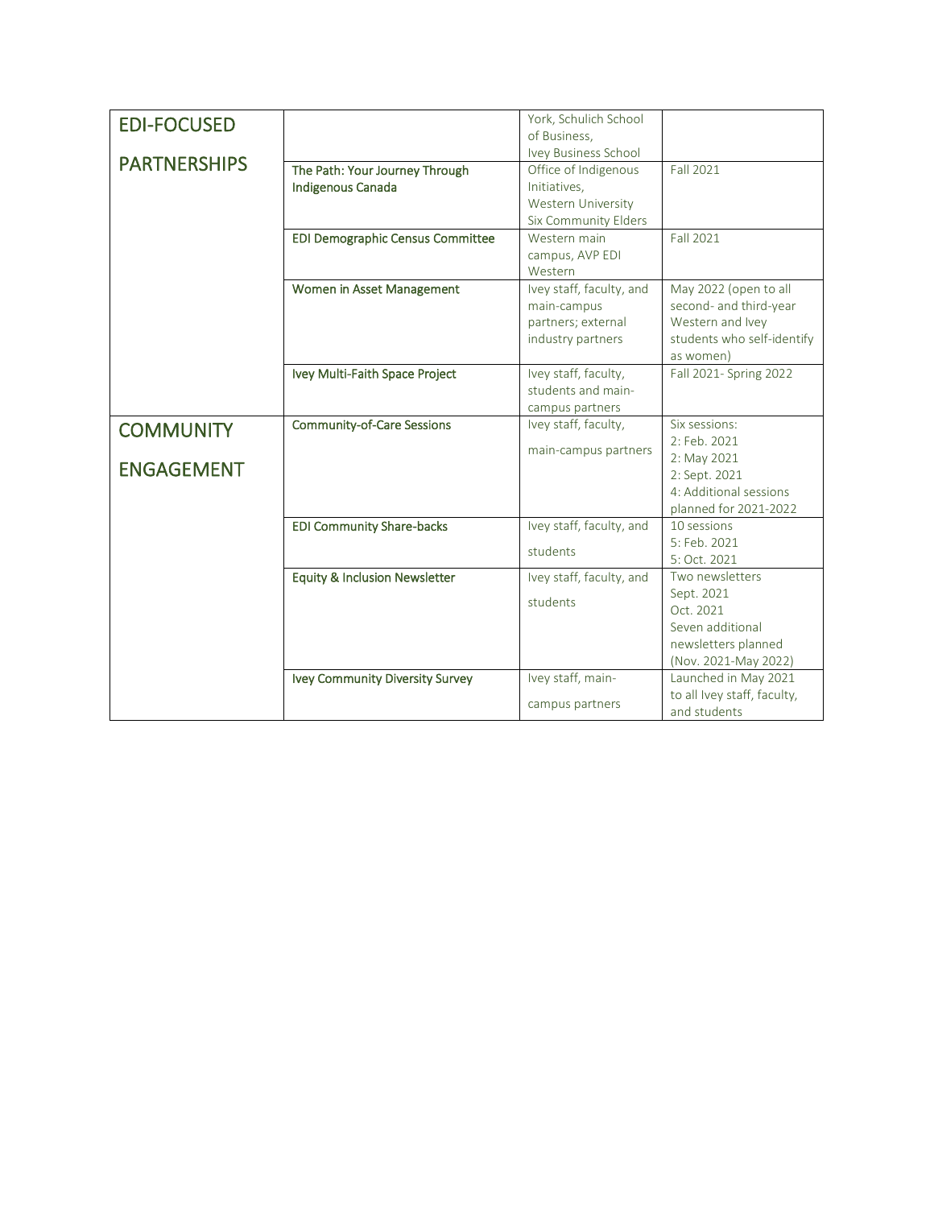| | | | |
|---|---|---|---|
| EDI-FOCUSED PARTNERSHIPS | | York, Schulich School of Business, Ivey Business School | |
| | The Path: Your Journey Through Indigenous Canada | Office of Indigenous Initiatives, Western University Six Community Elders | Fall 2021 |
| | EDI Demographic Census Committee | Western main campus, AVP EDI Western | Fall 2021 |
| | Women in Asset Management | Ivey staff, faculty, and main-campus partners; external industry partners | May 2022 (open to all second- and third-year Western and Ivey students who self-identify as women) |
| | Ivey Multi-Faith Space Project | Ivey staff, faculty, students and main-campus partners | Fall 2021- Spring 2022 |
| COMMUNITY ENGAGEMENT | Community-of-Care Sessions | Ivey staff, faculty, main-campus partners | Six sessions: 2: Feb. 2021 2: May 2021 2: Sept. 2021 4: Additional sessions planned for 2021-2022 |
| | EDI Community Share-backs | Ivey staff, faculty, and students | 10 sessions 5: Feb. 2021 5: Oct. 2021 |
| | Equity & Inclusion Newsletter | Ivey staff, faculty, and students | Two newsletters Sept. 2021 Oct. 2021 Seven additional newsletters planned (Nov. 2021-May 2022) |
| | Ivey Community Diversity Survey | Ivey staff, main-campus partners | Launched in May 2021 to all Ivey staff, faculty, and students |